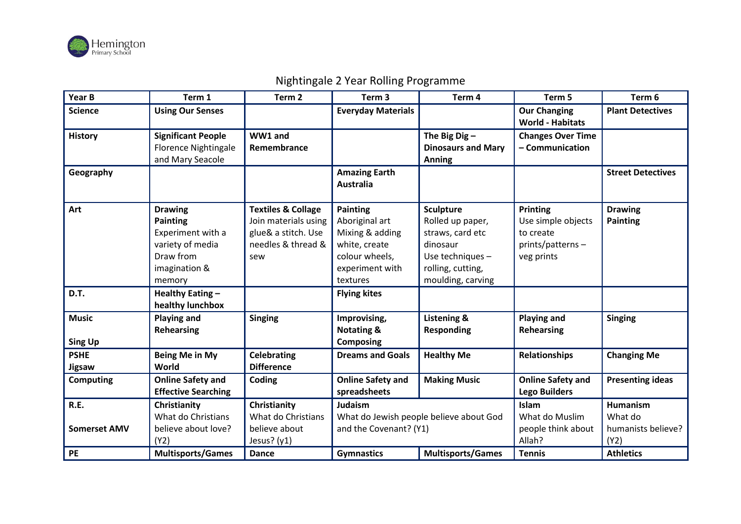Hemington Primary School

# Nightingale 2 Year Rolling Programme

| Year B | Term 1 | Term 2 | Term 3 | Term 4 | Term 5 | Term 6 |
|---|---|---|---|---|---|---|
| **Science** | **Using Our Senses** | | **Everyday Materials** | | **Our Changing World - Habitats** | **Plant Detectives** |
| **History** | **Significant People** Florence Nightingale and Mary Seacole | **WW1 and Remembrance** | | **The Big Dig – Dinosaurs and Mary Anning** | **Changes Over Time – Communication** | |
| **Geography** | | | **Amazing Earth Australia** | | | **Street Detectives** |
| **Art** | **Drawing** **Painting** Experiment with a variety of media Draw from imagination & memory | **Textiles & Collage** Join materials using glue& a stitch. Use needles & thread & sew | **Painting** Aboriginal art Mixing & adding white, create colour wheels, experiment with textures | **Sculpture** Rolled up paper, straws, card etc dinosaur Use techniques – rolling, cutting, moulding, carving | **Printing** Use simple objects to create prints/patterns – veg prints | **Drawing** **Painting** |
| **D.T.** | **Healthy Eating – healthy lunchbox** | | **Flying kites** | | | |
| **Music** **Sing Up** | **Playing and Rehearsing** | **Singing** | **Improvising, Notating & Composing** | **Listening & Responding** | **Playing and Rehearsing** | **Singing** |
| **PSHE** **Jigsaw** | **Being Me in My World** | **Celebrating Difference** | **Dreams and Goals** | **Healthy Me** | **Relationships** | **Changing Me** |
| **Computing** | **Online Safety and Effective Searching** | **Coding** | **Online Safety and spreadsheets** | **Making Music** | **Online Safety and Lego Builders** | **Presenting ideas** |
| **R.E.** **Somerset AMV** | **Christianity** What do Christians believe about love? (Y2) | **Christianity** What do Christians believe about Jesus? (y1) | **Judaism** What do Jewish people believe about God and the Covenant? (Y1) | | **Islam** What do Muslim people think about Allah? | **Humanism** What do humanists believe? (Y2) |
| **PE** | **Multisports/Games** | **Dance** | **Gymnastics** | **Multisports/Games** | **Tennis** | **Athletics** |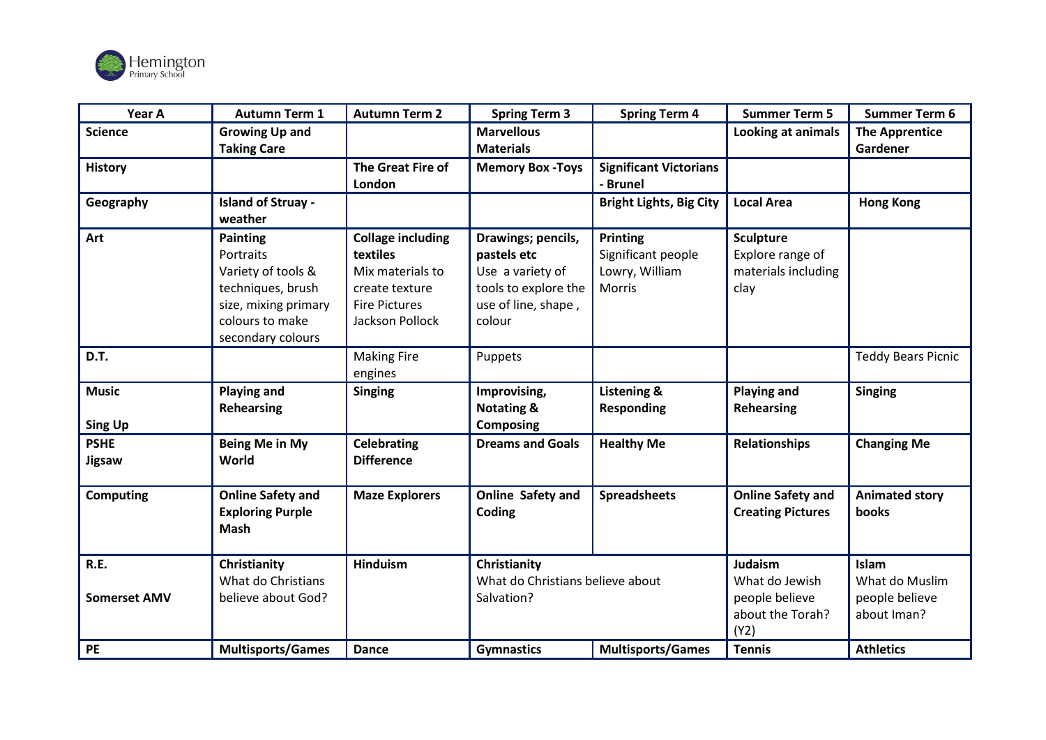| Year A | Autumn Term 1 | Autumn Term 2 | Spring Term 3 | Spring Term 4 | Summer Term 5 | Summer Term 6 |
|---|---|---|---|---|---|---|
| **Science** | **Growing Up and Taking Care** | | **Marvellous Materials** | | **Looking at animals** | **The Apprentice Gardener** |
| **History** | | **The Great Fire of London** | **Memory Box -Toys** | **Significant Victorians - Brunel** | | |
| **Geography** | **Island of Struay - weather** | | | **Bright Lights, Big City** | **Local Area** | **Hong Kong** |
| **Art** | **Painting** Portraits Variety of tools & techniques, brush size, mixing primary colours to make secondary colours | **Collage including textiles** Mix materials to create texture Fire Pictures Jackson Pollock | **Drawings; pencils, pastels etc** Use a variety of tools to explore the use of line, shape , colour | **Printing** Significant people Lowry, William Morris | **Sculpture** Explore range of materials including clay | |
| **D.T.** | | Making Fire engines | Puppets | | | Teddy Bears Picnic |
| **Music** **Sing Up** | **Playing and Rehearsing** | **Singing** | **Improvising, Notating & Composing** | **Listening & Responding** | **Playing and Rehearsing** | **Singing** |
| **PSHE Jigsaw** | **Being Me in My World** | **Celebrating Difference** | **Dreams and Goals** | **Healthy Me** | **Relationships** | **Changing Me** |
| **Computing** | **Online Safety and Exploring Purple Mash** | **Maze Explorers** | **Online Safety and Coding** | **Spreadsheets** | **Online Safety and Creating Pictures** | **Animated story books** |
| **R.E.** **Somerset AMV** | **Christianity** What do Christians believe about God? | **Hinduism** | **Christianity** What do Christians believe about Salvation? | | **Judaism** What do Jewish people believe about the Torah? (Y2) | **Islam** What do Muslim people believe about Iman? |
| **PE** | **Multisports/Games** | **Dance** | **Gymnastics** | **Multisports/Games** | **Tennis** | **Athletics** |